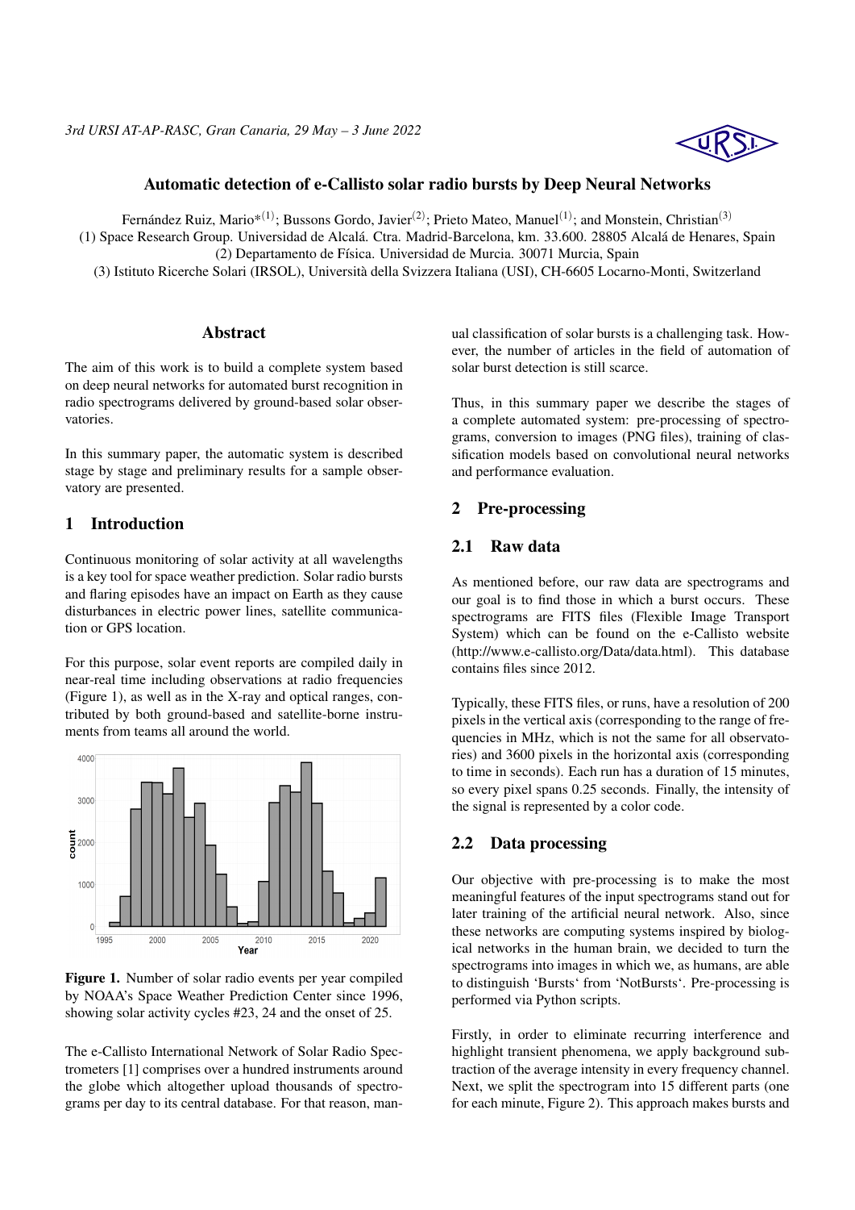*3rd URSI AT-AP-RASC, Gran Canaria, 29 May – 3 June 2022*

# Automatic detection of e-Callisto solar radio bursts by Deep Neural Networks

Fernández Ruiz, Mario*[(1)]; Bussons Gordo, Javier[(2)]; Prieto Mateo, Manuel[(1)]; and Monstein, Christian[(3)]
(1) Space Research Group. Universidad de Alcalá. Ctra. Madrid-Barcelona, km. 33.600. 28805 Alcalá de Henares, Spain
(2) Departamento de Física. Universidad de Murcia. 30071 Murcia, Spain
(3) Istituto Ricerche Solari (IRSOL), Università della Svizzera Italiana (USI), CH-6605 Locarno-Monti, Switzerland

## Abstract

The aim of this work is to build a complete system based on deep neural networks for automated burst recognition in radio spectrograms delivered by ground-based solar observatories.

In this summary paper, the automatic system is described stage by stage and preliminary results for a sample observatory are presented.

## 1 Introduction

Continuous monitoring of solar activity at all wavelengths is a key tool for space weather prediction. Solar radio bursts and flaring episodes have an impact on Earth as they cause disturbances in electric power lines, satellite communication or GPS location.

For this purpose, solar event reports are compiled daily in near-real time including observations at radio frequencies (Figure 1), as well as in the X-ray and optical ranges, contributed by both ground-based and satellite-borne instruments from teams all around the world.

**Figure 1.** Number of solar radio events per year compiled by NOAA's Space Weather Prediction Center since 1996, showing solar activity cycles #23, 24 and the onset of 25.

The e-Callisto International Network of Solar Radio Spectrometers [1] comprises over a hundred instruments around the globe which altogether upload thousands of spectrograms per day to its central database. For that reason, manual classification of solar bursts is a challenging task. However, the number of articles in the field of automation of solar burst detection is still scarce.

Thus, in this summary paper we describe the stages of a complete automated system: pre-processing of spectrograms, conversion to images (PNG files), training of classification models based on convolutional neural networks and performance evaluation.

## 2 Pre-processing

### 2.1 Raw data

As mentioned before, our raw data are spectrograms and our goal is to find those in which a burst occurs. These spectrograms are FITS files (Flexible Image Transport System) which can be found on the e-Callisto website (http://www.e-callisto.org/Data/data.html). This database contains files since 2012.

Typically, these FITS files, or runs, have a resolution of 200 pixels in the vertical axis (corresponding to the range of frequencies in MHz, which is not the same for all observatories) and 3600 pixels in the horizontal axis (corresponding to time in seconds). Each run has a duration of 15 minutes, so every pixel spans 0.25 seconds. Finally, the intensity of the signal is represented by a color code.

### 2.2 Data processing

Our objective with pre-processing is to make the most meaningful features of the input spectrograms stand out for later training of the artificial neural network. Also, since these networks are computing systems inspired by biological networks in the human brain, we decided to turn the spectrograms into images in which we, as humans, are able to distinguish 'Bursts' from 'NotBursts'. Pre-processing is performed via Python scripts.

Firstly, in order to eliminate recurring interference and highlight transient phenomena, we apply background subtraction of the average intensity in every frequency channel. Next, we split the spectrogram into 15 different parts (one for each minute, Figure 2). This approach makes bursts and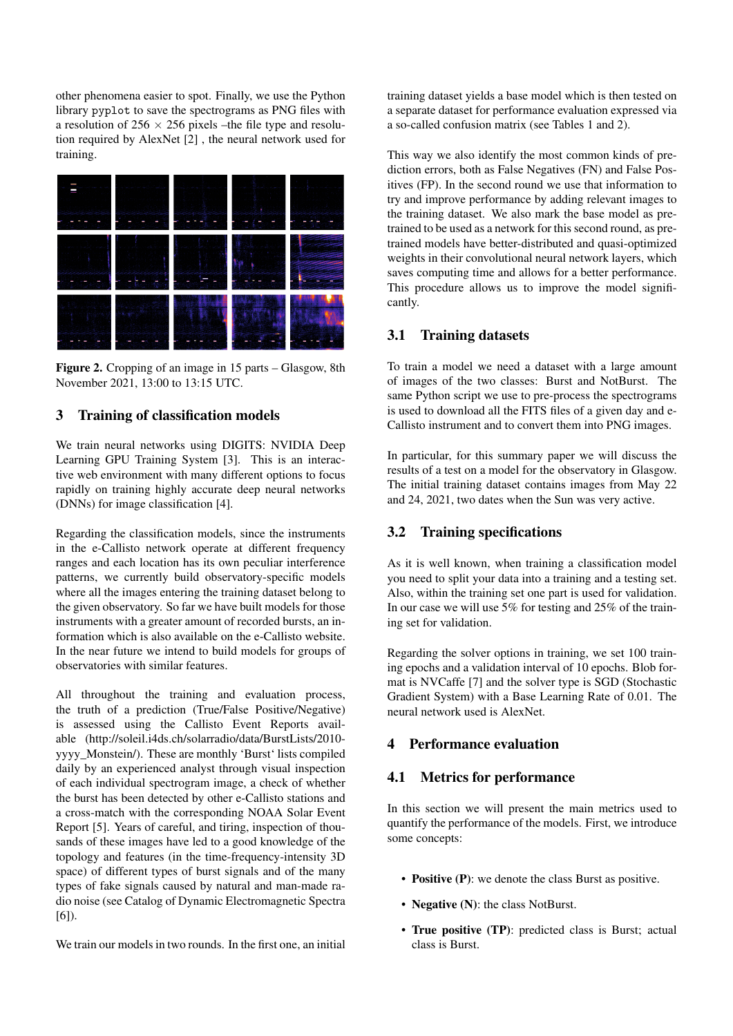other phenomena easier to spot. Finally, we use the Python library `pyplot` to save the spectrograms as PNG files with a resolution of 256 × 256 pixels –the file type and resolution required by AlexNet [2] , the neural network used for training.

**Figure 2.** Cropping of an image in 15 parts – Glasgow, 8th November 2021, 13:00 to 13:15 UTC.

## 3 Training of classification models

We train neural networks using DIGITS: NVIDIA Deep Learning GPU Training System [3]. This is an interactive web environment with many different options to focus rapidly on training highly accurate deep neural networks (DNNs) for image classification [4].

Regarding the classification models, since the instruments in the e-Callisto network operate at different frequency ranges and each location has its own peculiar interference patterns, we currently build observatory-specific models where all the images entering the training dataset belong to the given observatory. So far we have built models for those instruments with a greater amount of recorded bursts, an information which is also available on the e-Callisto website. In the near future we intend to build models for groups of observatories with similar features.

All throughout the training and evaluation process, the truth of a prediction (True/False Positive/Negative) is assessed using the Callisto Event Reports available (http://soleil.i4ds.ch/solarradio/data/BurstLists/2010-yyyy_Monstein/). These are monthly 'Burst' lists compiled daily by an experienced analyst through visual inspection of each individual spectrogram image, a check of whether the burst has been detected by other e-Callisto stations and a cross-match with the corresponding NOAA Solar Event Report [5]. Years of careful, and tiring, inspection of thousands of these images have led to a good knowledge of the topology and features (in the time-frequency-intensity 3D space) of different types of burst signals and of the many types of fake signals caused by natural and man-made radio noise (see Catalog of Dynamic Electromagnetic Spectra [6]).

We train our models in two rounds. In the first one, an initial training dataset yields a base model which is then tested on a separate dataset for performance evaluation expressed via a so-called confusion matrix (see Tables 1 and 2).

This way we also identify the most common kinds of prediction errors, both as False Negatives (FN) and False Positives (FP). In the second round we use that information to try and improve performance by adding relevant images to the training dataset. We also mark the base model as pretrained to be used as a network for this second round, as pretrained models have better-distributed and quasi-optimized weights in their convolutional neural network layers, which saves computing time and allows for a better performance. This procedure allows us to improve the model significantly.

### 3.1 Training datasets

To train a model we need a dataset with a large amount of images of the two classes: Burst and NotBurst. The same Python script we use to pre-process the spectrograms is used to download all the FITS files of a given day and e-Callisto instrument and to convert them into PNG images.

In particular, for this summary paper we will discuss the results of a test on a model for the observatory in Glasgow. The initial training dataset contains images from May 22 and 24, 2021, two dates when the Sun was very active.

### 3.2 Training specifications

As it is well known, when training a classification model you need to split your data into a training and a testing set. Also, within the training set one part is used for validation. In our case we will use 5% for testing and 25% of the training set for validation.

Regarding the solver options in training, we set 100 training epochs and a validation interval of 10 epochs. Blob format is NVCaffe [7] and the solver type is SGD (Stochastic Gradient System) with a Base Learning Rate of 0.01. The neural network used is AlexNet.

## 4 Performance evaluation

### 4.1 Metrics for performance

In this section we will present the main metrics used to quantify the performance of the models. First, we introduce some concepts:

- **Positive (P)**: we denote the class Burst as positive.
- **Negative (N)**: the class NotBurst.
- **True positive (TP)**: predicted class is Burst; actual class is Burst.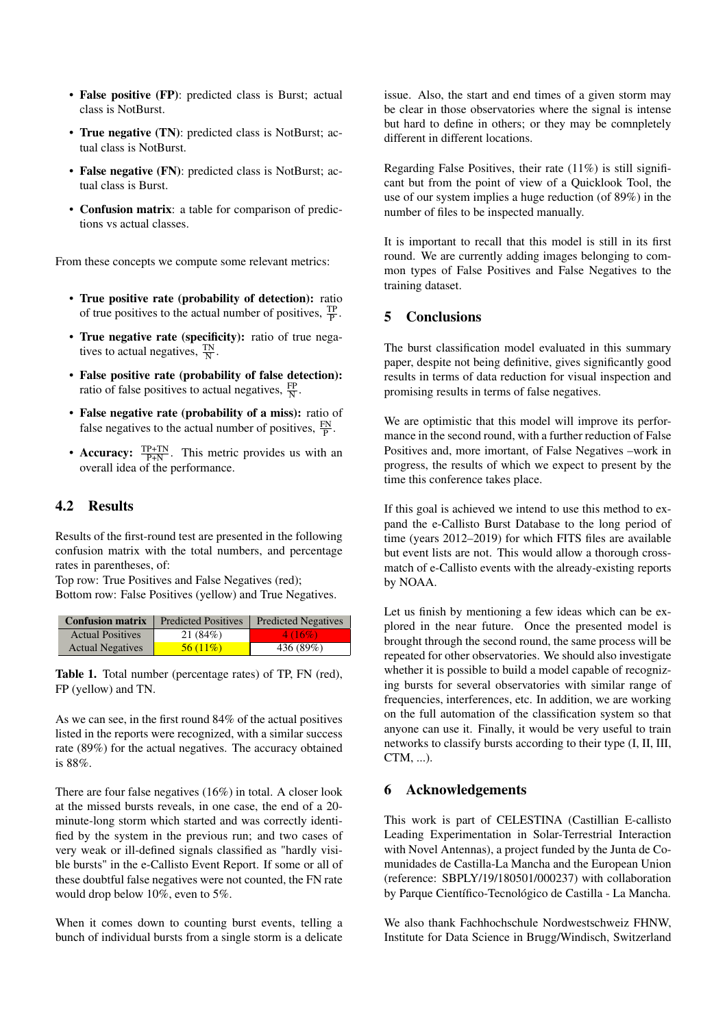- **False positive (FP)**: predicted class is Burst; actual class is NotBurst.
- **True negative (TN)**: predicted class is NotBurst; actual class is NotBurst.
- **False negative (FN)**: predicted class is NotBurst; actual class is Burst.
- **Confusion matrix**: a table for comparison of predictions vs actual classes.

From these concepts we compute some relevant metrics:

- **True positive rate (probability of detection):** ratio of true positives to the actual number of positives, $\frac{\text{TP}}{\text{P}}$.
- **True negative rate (specificity):** ratio of true negatives to actual negatives, $\frac{\text{TN}}{\text{N}}$.
- **False positive rate (probability of false detection):** ratio of false positives to actual negatives, $\frac{\text{FP}}{\text{N}}$.
- **False negative rate (probability of a miss):** ratio of false negatives to the actual number of positives, $\frac{\text{FN}}{\text{P}}$.
- **Accuracy:** $\frac{\text{TP+TN}}{\text{P+N}}$. This metric provides us with an overall idea of the performance.

## 4.2 Results

Results of the first-round test are presented in the following confusion matrix with the total numbers, and percentage rates in parentheses, of:
Top row: True Positives and False Negatives (red);
Bottom row: False Positives (yellow) and True Negatives.

| Confusion matrix | Predicted Positives | Predicted Negatives |
|---|---|---|
| Actual Positives | 21 (84%) | 4 (16%) |
| Actual Negatives | 56 (11%) | 436 (89%) |

**Table 1.** Total number (percentage rates) of TP, FN (red), FP (yellow) and TN.

As we can see, in the first round 84% of the actual positives listed in the reports were recognized, with a similar success rate (89%) for the actual negatives. The accuracy obtained is 88%.

There are four false negatives (16%) in total. A closer look at the missed bursts reveals, in one case, the end of a 20-minute-long storm which started and was correctly identified by the system in the previous run; and two cases of very weak or ill-defined signals classified as "hardly visible bursts" in the e-Callisto Event Report. If some or all of these doubtful false negatives were not counted, the FN rate would drop below 10%, even to 5%.

When it comes down to counting burst events, telling a bunch of individual bursts from a single storm is a delicate issue. Also, the start and end times of a given storm may be clear in those observations where the signal is intense but hard to define in others; or they may be comnpletely different in different locations.

Regarding False Positives, their rate (11%) is still significant but from the point of view of a Quicklook Tool, the use of our system implies a huge reduction (of 89%) in the number of files to be inspected manually.

It is important to recall that this model is still in its first round. We are currently adding images belonging to common types of False Positives and False Negatives to the training dataset.

# 5 Conclusions

The burst classification model evaluated in this summary paper, despite not being definitive, gives significantly good results in terms of data reduction for visual inspection and promising results in terms of false negatives.

We are optimistic that this model will improve its performance in the second round, with a further reduction of False Positives and, more imortant, of False Negatives –work in progress, the results of which we expect to present by the time this conference takes place.

If this goal is achieved we intend to use this method to expand the e-Callisto Burst Database to the long period of time (years 2012–2019) for which FITS files are available but event lists are not. This would allow a thorough cross-match of e-Callisto events with the already-existing reports by NOAA.

Let us finish by mentioning a few ideas which can be explored in the near future. Once the presented model is brought through the second round, the same process will be repeated for other observatories. We should also investigate whether it is possible to build a model capable of recognizing bursts for several observatories with similar range of frequencies, interferences, etc. In addition, we are working on the full automation of the classification system so that anyone can use it. Finally, it would be very useful to train networks to classify bursts according to their type (I, II, III, CTM, ...).

# 6 Acknowledgements

This work is part of CELESTINA (Castillian E-callisto Leading Experimentation in Solar-Terrestrial Interaction with Novel Antennas), a project funded by the Junta de Comunidades de Castilla-La Mancha and the European Union (reference: SBPLY/19/180501/000237) with collaboration by Parque Científico-Tecnológico de Castilla - La Mancha.

We also thank Fachhochschule Nordwestschweiz FHNW, Institute for Data Science in Brugg/Windisch, Switzerland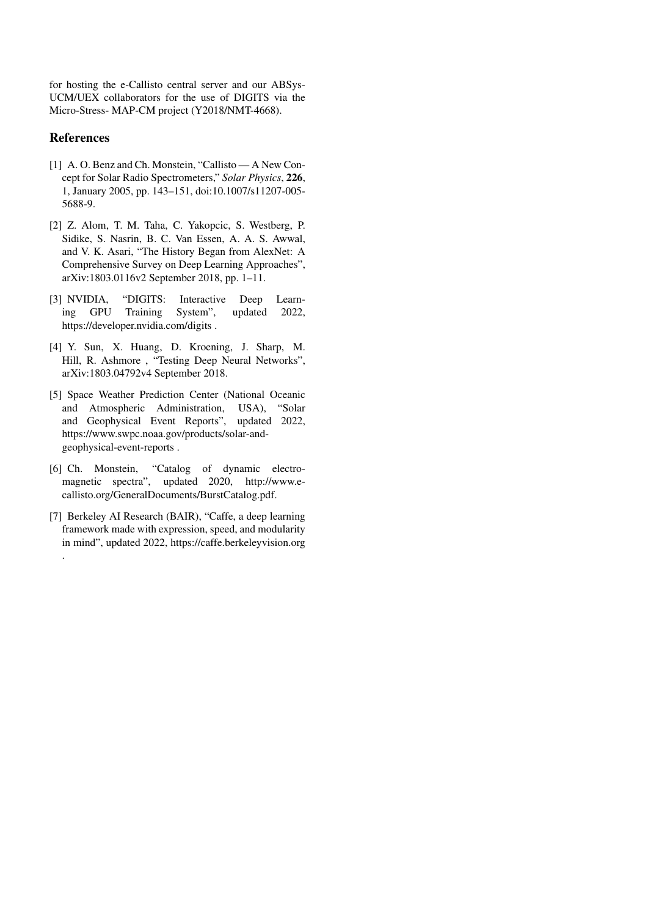for hosting the e-Callisto central server and our ABSys-UCM/UEX collaborators for the use of DIGITS via the Micro-Stress- MAP-CM project (Y2018/NMT-4668).

## References

[1] A. O. Benz and Ch. Monstein, "Callisto — A New Concept for Solar Radio Spectrometers," *Solar Physics*, **226**, 1, January 2005, pp. 143–151, doi:10.1007/s11207-005-5688-9.

[2] Z. Alom, T. M. Taha, C. Yakopcic, S. Westberg, P. Sidike, S. Nasrin, B. C. Van Essen, A. A. S. Awwal, and V. K. Asari, "The History Began from AlexNet: A Comprehensive Survey on Deep Learning Approaches", arXiv:1803.0116v2 September 2018, pp. 1–11.

[3] NVIDIA, "DIGITS: Interactive Deep Learning GPU Training System", updated 2022, https://developer.nvidia.com/digits .

[4] Y. Sun, X. Huang, D. Kroening, J. Sharp, M. Hill, R. Ashmore , "Testing Deep Neural Networks", arXiv:1803.04792v4 September 2018.

[5] Space Weather Prediction Center (National Oceanic and Atmospheric Administration, USA), "Solar and Geophysical Event Reports", updated 2022, https://www.swpc.noaa.gov/products/solar-and-geophysical-event-reports .

[6] Ch. Monstein, "Catalog of dynamic electromagnetic spectra", updated 2020, http://www.e-callisto.org/GeneralDocuments/BurstCatalog.pdf.

[7] Berkeley AI Research (BAIR), "Caffe, a deep learning framework made with expression, speed, and modularity in mind", updated 2022, https://caffe.berkeleyvision.org .